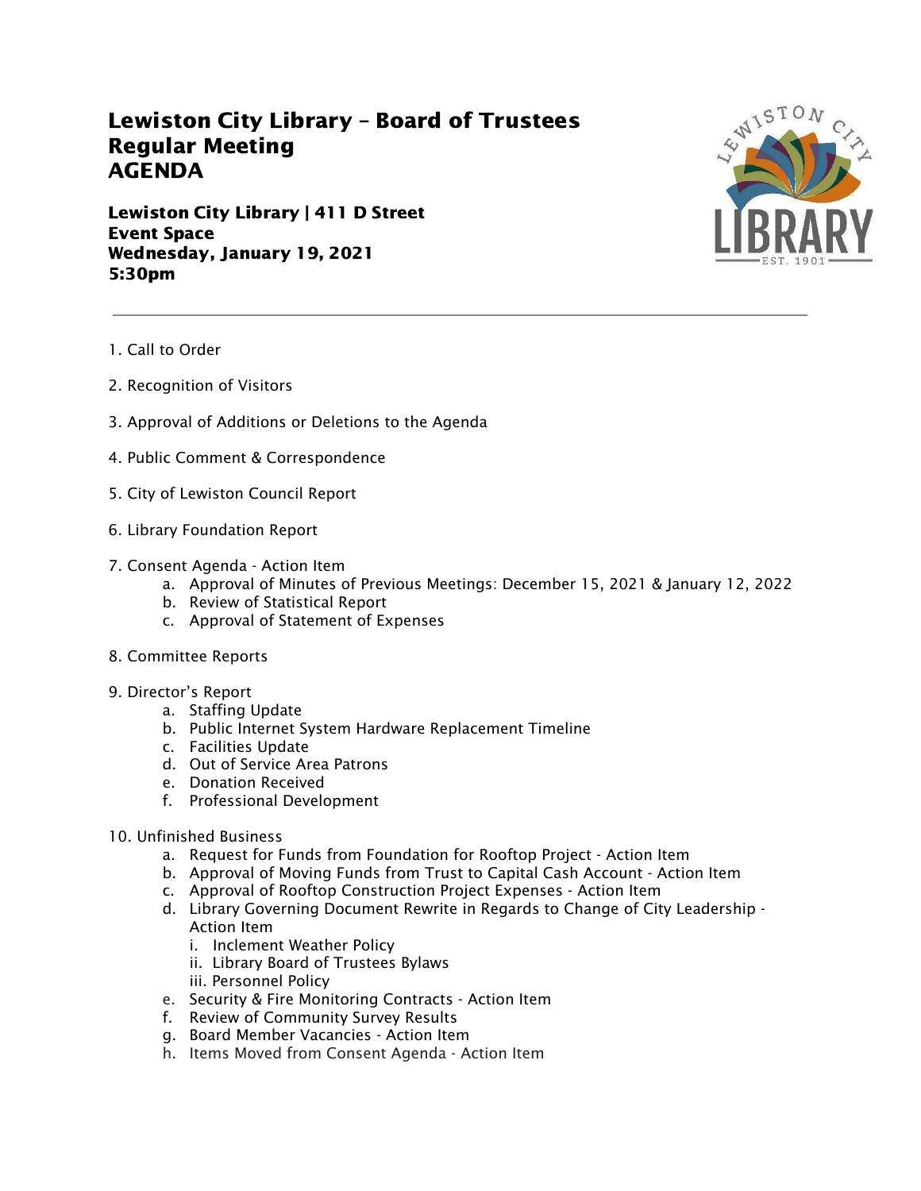# Lewiston City Library – Board of Trustees
# Regular Meeting
# AGENDA

**Lewiston City Library | 411 D Street**
**Event Space**
**Wednesday, January 19, 2021**
**5:30pm**

---

1. Call to Order

2. Recognition of Visitors

3. Approval of Additions or Deletions to the Agenda

4. Public Comment & Correspondence

5. City of Lewiston Council Report

6. Library Foundation Report

7. Consent Agenda - Action Item
   a. Approval of Minutes of Previous Meetings: December 15, 2021 & January 12, 2022
   b. Review of Statistical Report
   c. Approval of Statement of Expenses

8. Committee Reports

9. Director's Report
   a. Staffing Update
   b. Public Internet System Hardware Replacement Timeline
   c. Facilities Update
   d. Out of Service Area Patrons
   e. Donation Received
   f. Professional Development

10. Unfinished Business
   a. Request for Funds from Foundation for Rooftop Project - Action Item
   b. Approval of Moving Funds from Trust to Capital Cash Account - Action Item
   c. Approval of Rooftop Construction Project Expenses - Action Item
   d. Library Governing Document Rewrite in Regards to Change of City Leadership - Action Item
      i. Inclement Weather Policy
      ii. Library Board of Trustees Bylaws
      iii. Personnel Policy
   e. Security & Fire Monitoring Contracts - Action Item
   f. Review of Community Survey Results
   g. Board Member Vacancies - Action Item
   h. Items Moved from Consent Agenda - Action Item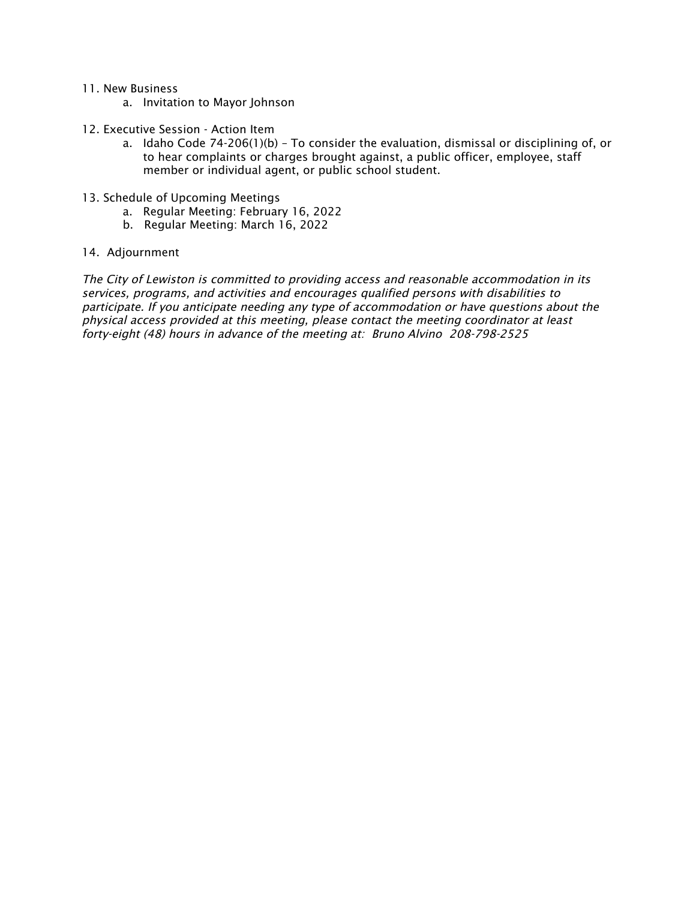11. New Business
    a. Invitation to Mayor Johnson

12. Executive Session - Action Item
    a. Idaho Code 74-206(1)(b) – To consider the evaluation, dismissal or disciplining of, or to hear complaints or charges brought against, a public officer, employee, staff member or individual agent, or public school student.

13. Schedule of Upcoming Meetings
    a. Regular Meeting: February 16, 2022
    b. Regular Meeting: March 16, 2022

14. Adjournment

*The City of Lewiston is committed to providing access and reasonable accommodation in its services, programs, and activities and encourages qualified persons with disabilities to participate. If you anticipate needing any type of accommodation or have questions about the physical access provided at this meeting, please contact the meeting coordinator at least forty-eight (48) hours in advance of the meeting at: Bruno Alvino 208-798-2525*